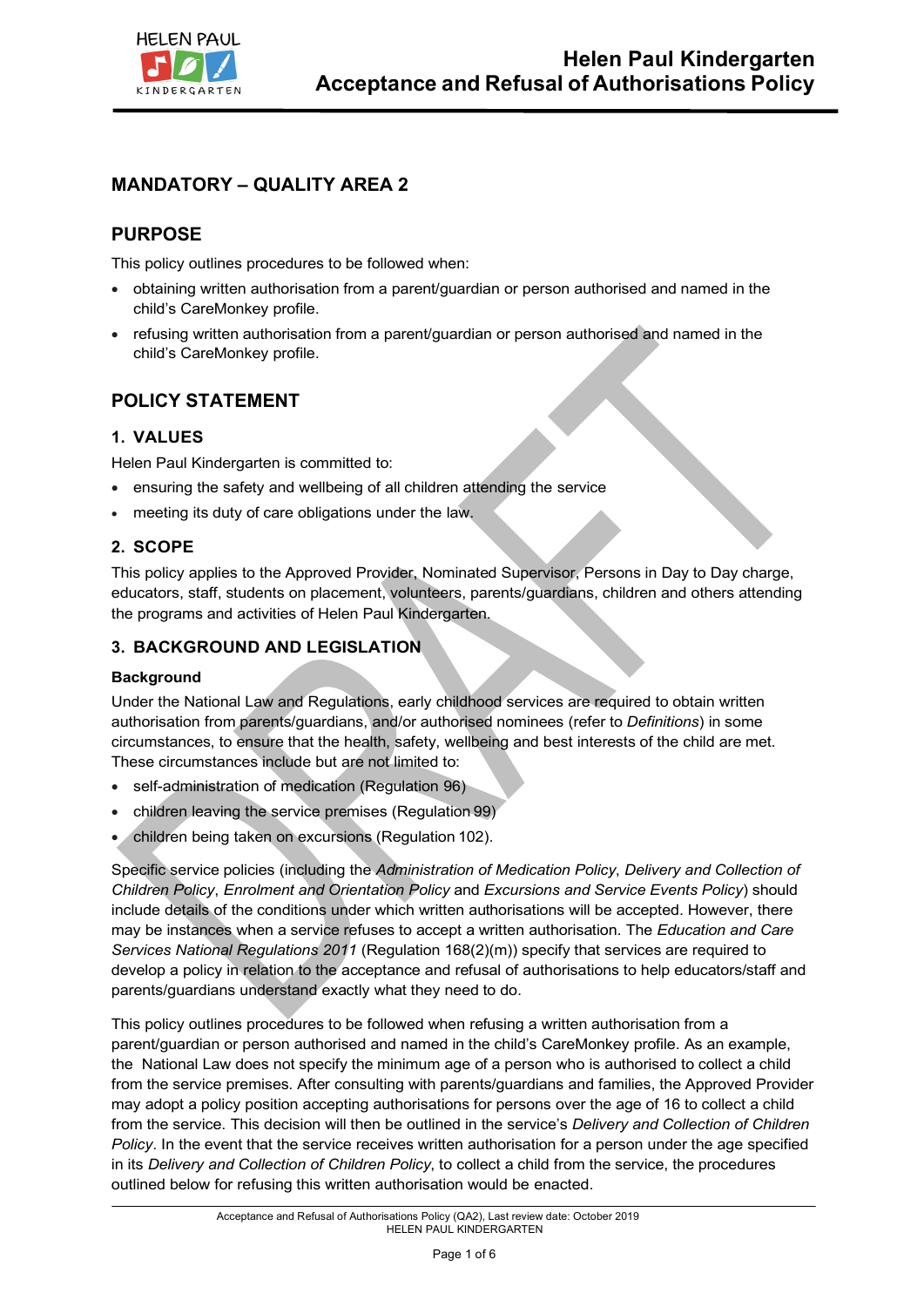# Helen Paul Kindergarten Acceptance and Refusal of Authorisations Policy

## MANDATORY – QUALITY AREA 2

## PURPOSE

This policy outlines procedures to be followed when:

- obtaining written authorisation from a parent/guardian or person authorised and named in the child's CareMonkey profile.
- refusing written authorisation from a parent/guardian or person authorised and named in the child's CareMonkey profile.

## POLICY STATEMENT

### 1. VALUES

Helen Paul Kindergarten is committed to:

- ensuring the safety and wellbeing of all children attending the service
- meeting its duty of care obligations under the law.

### 2. SCOPE

This policy applies to the Approved Provider, Nominated Supervisor, Persons in Day to Day charge, educators, staff, students on placement, volunteers, parents/guardians, children and others attending the programs and activities of Helen Paul Kindergarten.

### 3. BACKGROUND AND LEGISLATION

**Background**

Under the National Law and Regulations, early childhood services are required to obtain written authorisation from parents/guardians, and/or authorised nominees (refer to *Definitions*) in some circumstances, to ensure that the health, safety, wellbeing and best interests of the child are met. These circumstances include but are not limited to:

- self-administration of medication (Regulation 96)
- children leaving the service premises (Regulation 99)
- children being taken on excursions (Regulation 102).

Specific service policies (including the *Administration of Medication Policy*, *Delivery and Collection of Children Policy*, *Enrolment and Orientation Policy* and *Excursions and Service Events Policy*) should include details of the conditions under which written authorisations will be accepted. However, there may be instances when a service refuses to accept a written authorisation. The *Education and Care Services National Regulations 2011* (Regulation 168(2)(m)) specify that services are required to develop a policy in relation to the acceptance and refusal of authorisations to help educators/staff and parents/guardians understand exactly what they need to do.

This policy outlines procedures to be followed when refusing a written authorisation from a parent/guardian or person authorised and named in the child's CareMonkey profile. As an example, the National Law does not specify the minimum age of a person who is authorised to collect a child from the service premises. After consulting with parents/guardians and families, the Approved Provider may adopt a policy position accepting authorisations for persons over the age of 16 to collect a child from the service. This decision will then be outlined in the service's *Delivery and Collection of Children Policy*. In the event that the service receives written authorisation for a person under the age specified in its *Delivery and Collection of Children Policy*, to collect a child from the service, the procedures outlined below for refusing this written authorisation would be enacted.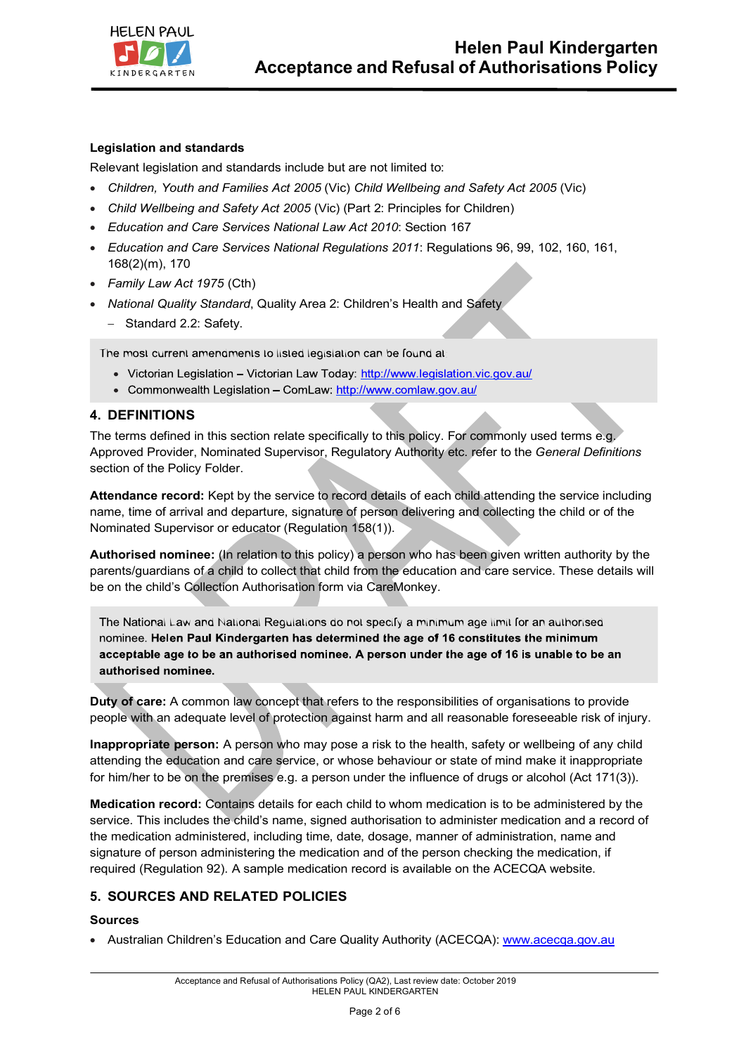**Legislation and standards**

Relevant legislation and standards include but are not limited to:

- *Children, Youth and Families Act 2005* (Vic) *Child Wellbeing and Safety Act 2005* (Vic)
- *Child Wellbeing and Safety Act 2005* (Vic) (Part 2: Principles for Children)
- *Education and Care Services National Law Act 2010*: Section 167
- *Education and Care Services National Regulations 2011*: Regulations 96, 99, 102, 160, 161, 168(2)(m), 170
- *Family Law Act 1975* (Cth)
- *National Quality Standard*, Quality Area 2: Children's Health and Safety
  - Standard 2.2: Safety.

> The most current amendments to listed legislation can be found at:
> - Victorian Legislation – Victorian Law Today: http://www.legislation.vic.gov.au/
> - Commonwealth Legislation – ComLaw: http://www.comlaw.gov.au/

## 4. DEFINITIONS

The terms defined in this section relate specifically to this policy. For commonly used terms e.g. Approved Provider, Nominated Supervisor, Regulatory Authority etc. refer to the *General Definitions* section of the Policy Folder.

**Attendance record:** Kept by the service to record details of each child attending the service including name, time of arrival and departure, signature of person delivering and collecting the child or of the Nominated Supervisor or educator (Regulation 158(1)).

**Authorised nominee:** (In relation to this policy) a person who has been given written authority by the parents/guardians of a child to collect that child from the education and care service. These details will be on the child's Collection Authorisation form via CareMonkey.

> The National Law and National Regulations do not specify a minimum age limit for an authorised nominee. **Helen Paul Kindergarten has determined the age of 16 constitutes the minimum acceptable age to be an authorised nominee. A person under the age of 16 is unable to be an authorised nominee.**

**Duty of care:** A common law concept that refers to the responsibilities of organisations to provide people with an adequate level of protection against harm and all reasonable foreseeable risk of injury.

**Inappropriate person:** A person who may pose a risk to the health, safety or wellbeing of any child attending the education and care service, or whose behaviour or state of mind make it inappropriate for him/her to be on the premises e.g. a person under the influence of drugs or alcohol (Act 171(3)).

**Medication record:** Contains details for each child to whom medication is to be administered by the service. This includes the child's name, signed authorisation to administer medication and a record of the medication administered, including time, date, dosage, manner of administration, name and signature of person administering the medication and of the person checking the medication, if required (Regulation 92). A sample medication record is available on the ACECQA website.

## 5. SOURCES AND RELATED POLICIES

**Sources**

- Australian Children's Education and Care Quality Authority (ACECQA): www.acecqa.gov.au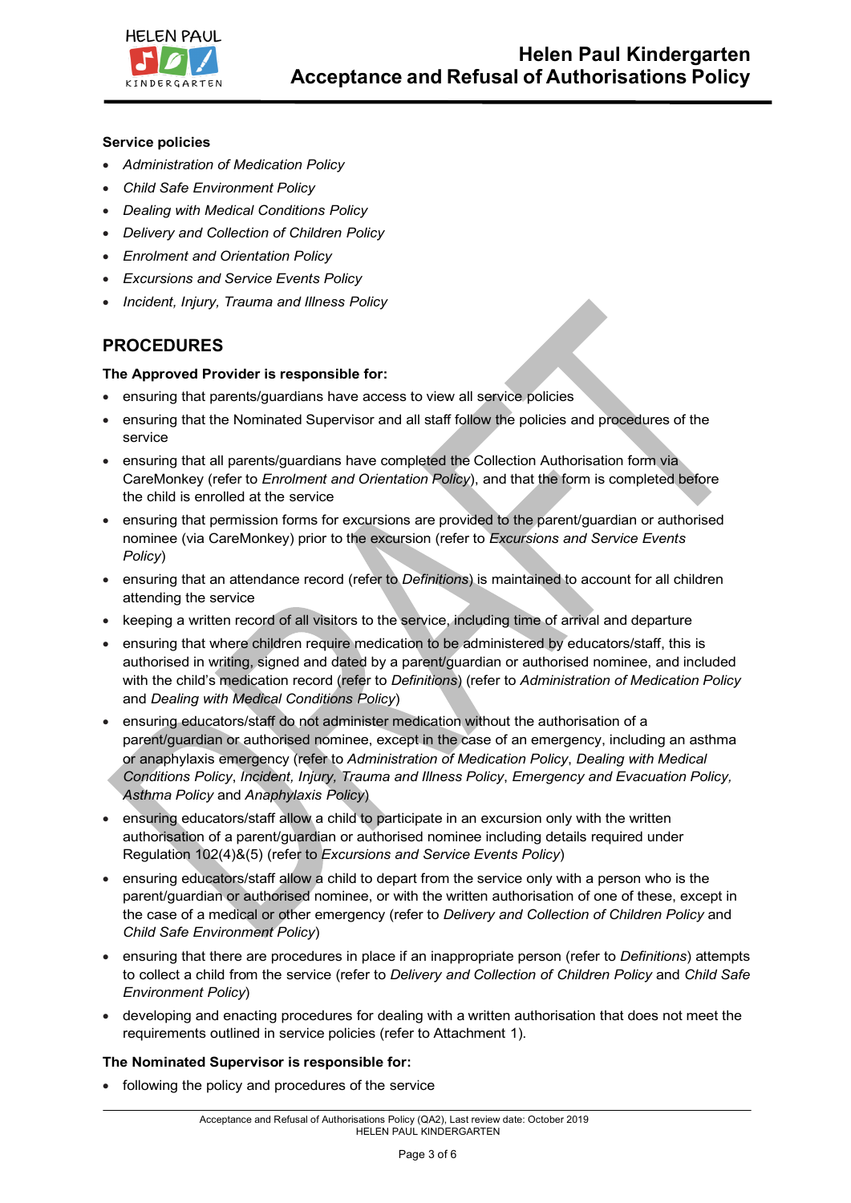**Service policies**

- *Administration of Medication Policy*
- *Child Safe Environment Policy*
- *Dealing with Medical Conditions Policy*
- *Delivery and Collection of Children Policy*
- *Enrolment and Orientation Policy*
- *Excursions and Service Events Policy*
- *Incident, Injury, Trauma and Illness Policy*

## PROCEDURES

**The Approved Provider is responsible for:**

- ensuring that parents/guardians have access to view all service policies
- ensuring that the Nominated Supervisor and all staff follow the policies and procedures of the service
- ensuring that all parents/guardians have completed the Collection Authorisation form via CareMonkey (refer to *Enrolment and Orientation Policy*), and that the form is completed before the child is enrolled at the service
- ensuring that permission forms for excursions are provided to the parent/guardian or authorised nominee (via CareMonkey) prior to the excursion (refer to *Excursions and Service Events Policy*)
- ensuring that an attendance record (refer to *Definitions*) is maintained to account for all children attending the service
- keeping a written record of all visitors to the service, including time of arrival and departure
- ensuring that where children require medication to be administered by educators/staff, this is authorised in writing, signed and dated by a parent/guardian or authorised nominee, and included with the child's medication record (refer to *Definitions*) (refer to *Administration of Medication Policy* and *Dealing with Medical Conditions Policy*)
- ensuring educators/staff do not administer medication without the authorisation of a parent/guardian or authorised nominee, except in the case of an emergency, including an asthma or anaphylaxis emergency (refer to *Administration of Medication Policy*, *Dealing with Medical Conditions Policy*, *Incident, Injury, Trauma and Illness Policy*, *Emergency and Evacuation Policy, Asthma Policy* and *Anaphylaxis Policy*)
- ensuring educators/staff allow a child to participate in an excursion only with the written authorisation of a parent/guardian or authorised nominee including details required under Regulation 102(4)&(5) (refer to *Excursions and Service Events Policy*)
- ensuring educators/staff allow a child to depart from the service only with a person who is the parent/guardian or authorised nominee, or with the written authorisation of one of these, except in the case of a medical or other emergency (refer to *Delivery and Collection of Children Policy* and *Child Safe Environment Policy*)
- ensuring that there are procedures in place if an inappropriate person (refer to *Definitions*) attempts to collect a child from the service (refer to *Delivery and Collection of Children Policy* and *Child Safe Environment Policy*)
- developing and enacting procedures for dealing with a written authorisation that does not meet the requirements outlined in service policies (refer to Attachment 1).

**The Nominated Supervisor is responsible for:**

- following the policy and procedures of the service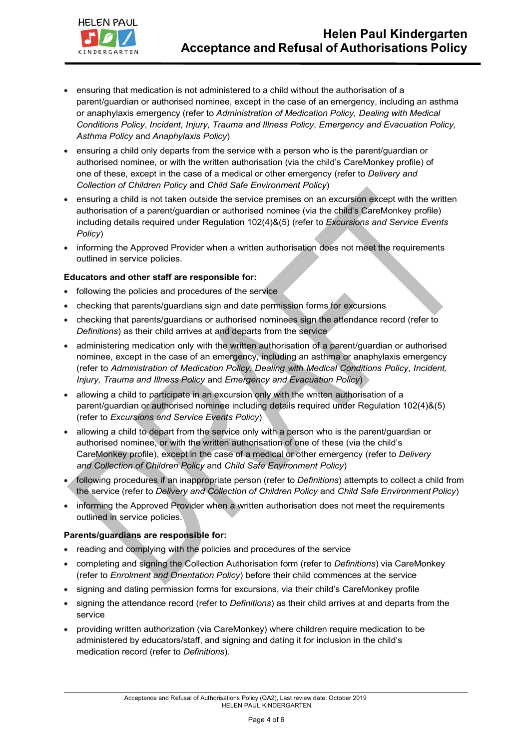- ensuring that medication is not administered to a child without the authorisation of a parent/guardian or authorised nominee, except in the case of an emergency, including an asthma or anaphylaxis emergency (refer to *Administration of Medication Policy, Dealing with Medical Conditions Policy*, *Incident, Injury, Trauma and Illness Policy*, *Emergency and Evacuation Policy*, *Asthma Policy* and *Anaphylaxis Policy*)
- ensuring a child only departs from the service with a person who is the parent/guardian or authorised nominee, or with the written authorisation (via the child's CareMonkey profile) of one of these, except in the case of a medical or other emergency (refer to *Delivery and Collection of Children Policy* and *Child Safe Environment Policy*)
- ensuring a child is not taken outside the service premises on an excursion except with the written authorisation of a parent/guardian or authorised nominee (via the child's CareMonkey profile) including details required under Regulation 102(4)&(5) (refer to *Excursions and Service Events Policy*)
- informing the Approved Provider when a written authorisation does not meet the requirements outlined in service policies.

**Educators and other staff are responsible for:**

- following the policies and procedures of the service
- checking that parents/guardians sign and date permission forms for excursions
- checking that parents/guardians or authorised nominees sign the attendance record (refer to *Definitions*) as their child arrives at and departs from the service
- administering medication only with the written authorisation of a parent/guardian or authorised nominee, except in the case of an emergency, including an asthma or anaphylaxis emergency (refer to *Administration of Medication Policy*, *Dealing with Medical Conditions Policy*, *Incident, Injury, Trauma and Illness Policy* and *Emergency and Evacuation Policy*)
- allowing a child to participate in an excursion only with the written authorisation of a parent/guardian or authorised nominee including details required under Regulation 102(4)&(5) (refer to *Excursions and Service Events Policy*)
- allowing a child to depart from the service only with a person who is the parent/guardian or authorised nominee, or with the written authorisation of one of these (via the child's CareMonkey profile), except in the case of a medical or other emergency (refer to *Delivery and Collection of Children Policy* and *Child Safe Environment Policy*)
- following procedures if an inappropriate person (refer to *Definitions*) attempts to collect a child from the service (refer to *Delivery and Collection of Children Policy* and *Child Safe Environment Policy*)
- informing the Approved Provider when a written authorisation does not meet the requirements outlined in service policies.

**Parents/guardians are responsible for:**

- reading and complying with the policies and procedures of the service
- completing and signing the Collection Authorisation form (refer to *Definitions*) via CareMonkey (refer to *Enrolment and Orientation Policy*) before their child commences at the service
- signing and dating permission forms for excursions, via their child's CareMonkey profile
- signing the attendance record (refer to *Definitions*) as their child arrives at and departs from the service
- providing written authorization (via CareMonkey) where children require medication to be administered by educators/staff, and signing and dating it for inclusion in the child's medication record (refer to *Definitions*).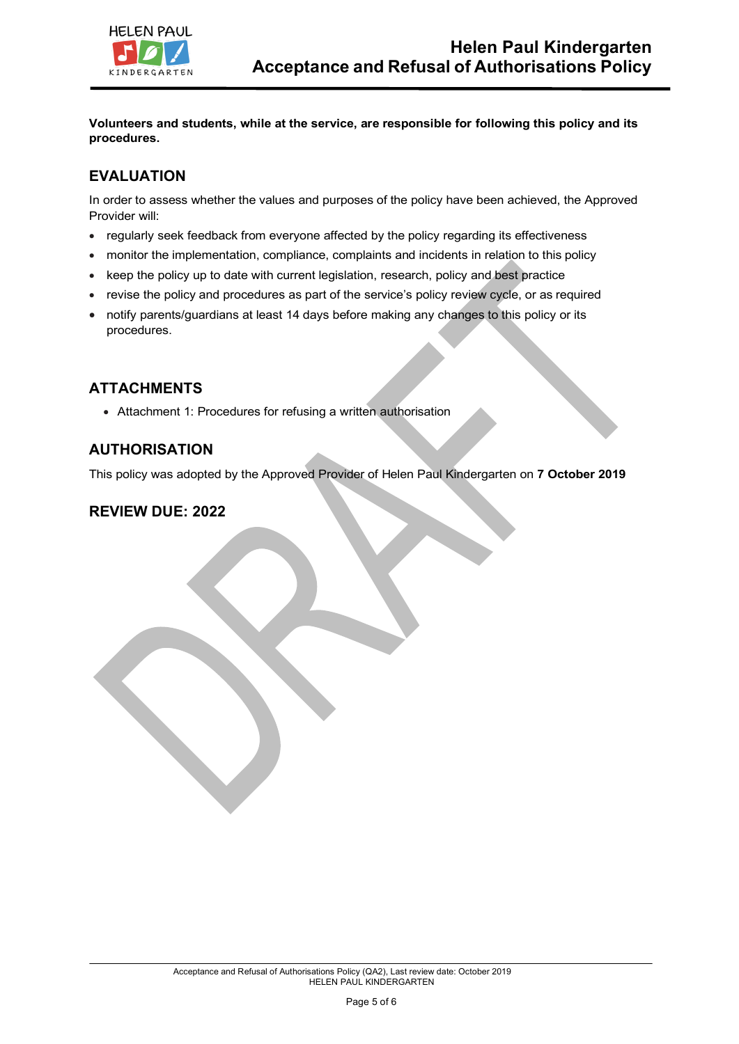**Volunteers and students, while at the service, are responsible for following this policy and its procedures.**

## EVALUATION

In order to assess whether the values and purposes of the policy have been achieved, the Approved Provider will:

- regularly seek feedback from everyone affected by the policy regarding its effectiveness
- monitor the implementation, compliance, complaints and incidents in relation to this policy
- keep the policy up to date with current legislation, research, policy and best practice
- revise the policy and procedures as part of the service's policy review cycle, or as required
- notify parents/guardians at least 14 days before making any changes to this policy or its procedures.

## ATTACHMENTS

- Attachment 1: Procedures for refusing a written authorisation

## AUTHORISATION

This policy was adopted by the Approved Provider of Helen Paul Kindergarten on **7 October 2019**

## REVIEW DUE: 2022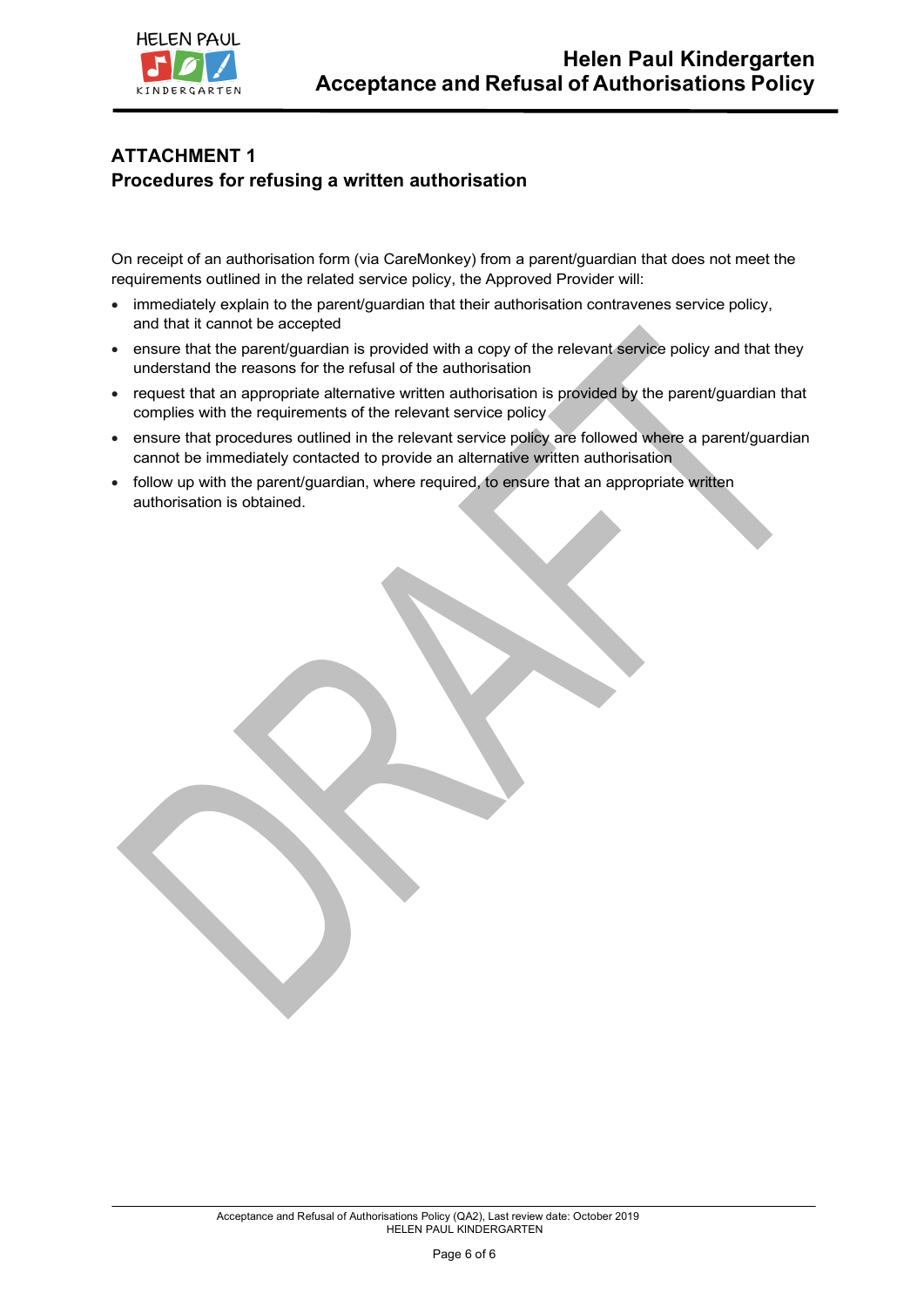## ATTACHMENT 1
## Procedures for refusing a written authorisation

On receipt of an authorisation form (via CareMonkey) from a parent/guardian that does not meet the requirements outlined in the related service policy, the Approved Provider will:

- immediately explain to the parent/guardian that their authorisation contravenes service policy, and that it cannot be accepted
- ensure that the parent/guardian is provided with a copy of the relevant service policy and that they understand the reasons for the refusal of the authorisation
- request that an appropriate alternative written authorisation is provided by the parent/guardian that complies with the requirements of the relevant service policy
- ensure that procedures outlined in the relevant service policy are followed where a parent/guardian cannot be immediately contacted to provide an alternative written authorisation
- follow up with the parent/guardian, where required, to ensure that an appropriate written authorisation is obtained.